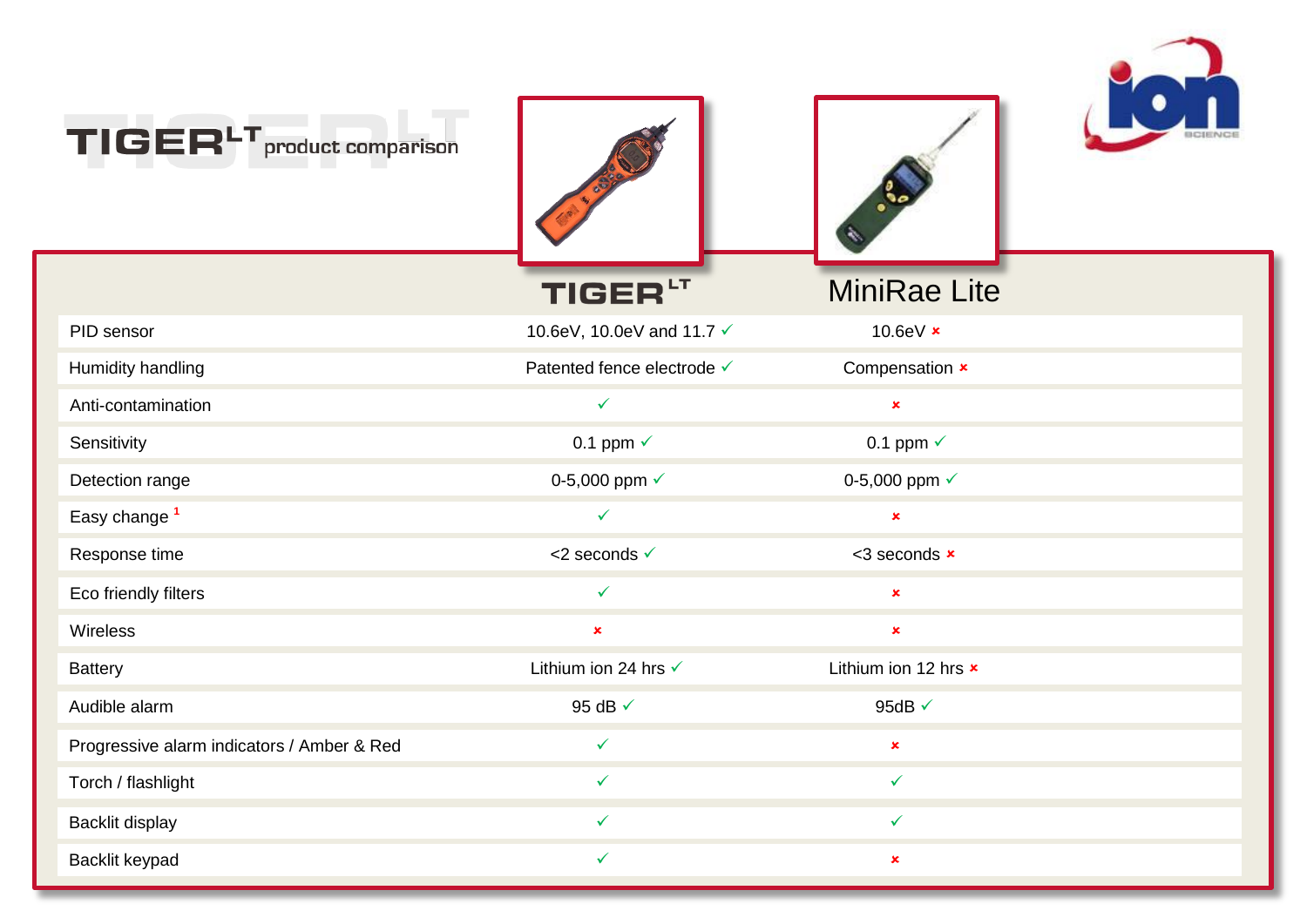# TIGER LT product comparison

| | TIGER LT | MiniRae Lite |
|---|---|---|
| PID sensor | 10.6eV, 10.0eV and 11.7 ✓ | 10.6eV × |
| Humidity handling | Patented fence electrode ✓ | Compensation × |
| Anti-contamination | ✓ | × |
| Sensitivity | 0.1 ppm ✓ | 0.1 ppm ✓ |
| Detection range | 0-5,000 ppm ✓ | 0-5,000 ppm ✓ |
| Easy change [1] | ✓ | × |
| Response time | <2 seconds ✓ | <3 seconds × |
| Eco friendly filters | ✓ | × |
| Wireless | × | × |
| Battery | Lithium ion 24 hrs ✓ | Lithium ion 12 hrs × |
| Audible alarm | 95 dB ✓ | 95dB ✓ |
| Progressive alarm indicators / Amber & Red | ✓ | × |
| Torch / flashlight | ✓ | ✓ |
| Backlit display | ✓ | ✓ |
| Backlit keypad | ✓ | × |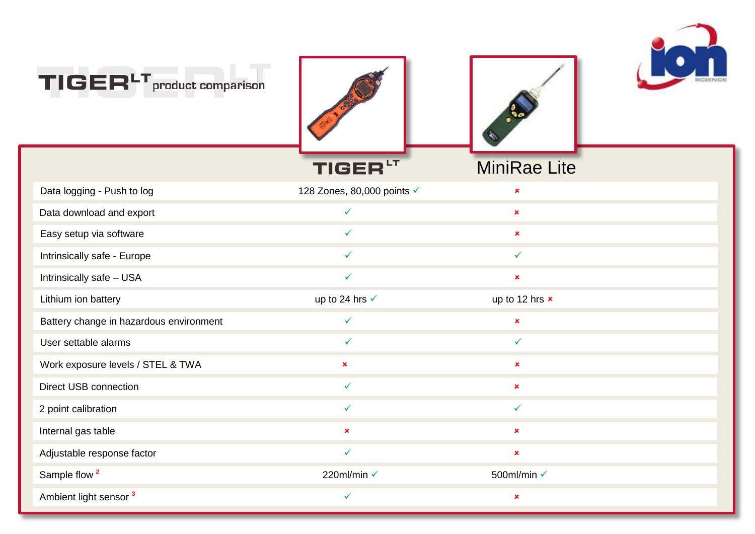# TIGER[LT] product comparison

| | TIGER[LT] | MiniRae Lite |
|---|---|---|
| Data logging - Push to log | 128 Zones, 80,000 points ✓ | × |
| Data download and export | ✓ | × |
| Easy setup via software | ✓ | × |
| Intrinsically safe - Europe | ✓ | ✓ |
| Intrinsically safe – USA | ✓ | × |
| Lithium ion battery | up to 24 hrs ✓ | up to 12 hrs × |
| Battery change in hazardous environment | ✓ | × |
| User settable alarms | ✓ | ✓ |
| Work exposure levels / STEL & TWA | × | × |
| Direct USB connection | ✓ | × |
| 2 point calibration | ✓ | ✓ |
| Internal gas table | × | × |
| Adjustable response factor | ✓ | × |
| Sample flow [2] | 220ml/min ✓ | 500ml/min ✓ |
| Ambient light sensor [3] | ✓ | × |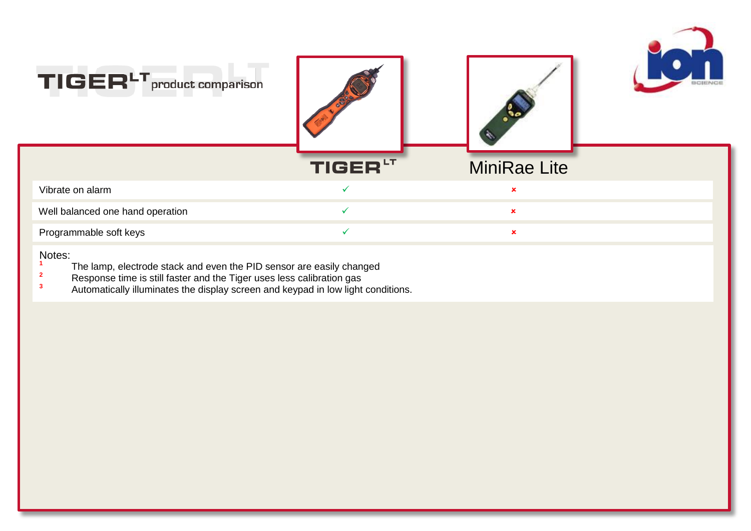# TIGER[LT] product comparison

| | TIGER[LT] | MiniRae Lite |
|---|---|---|
| Vibrate on alarm | ✓ | × |
| Well balanced one hand operation | ✓ | × |
| Programmable soft keys | ✓ | × |

Notes:

[1] The lamp, electrode stack and even the PID sensor are easily changed

[2] Response time is still faster and the Tiger uses less calibration gas

[3] Automatically illuminates the display screen and keypad in low light conditions.